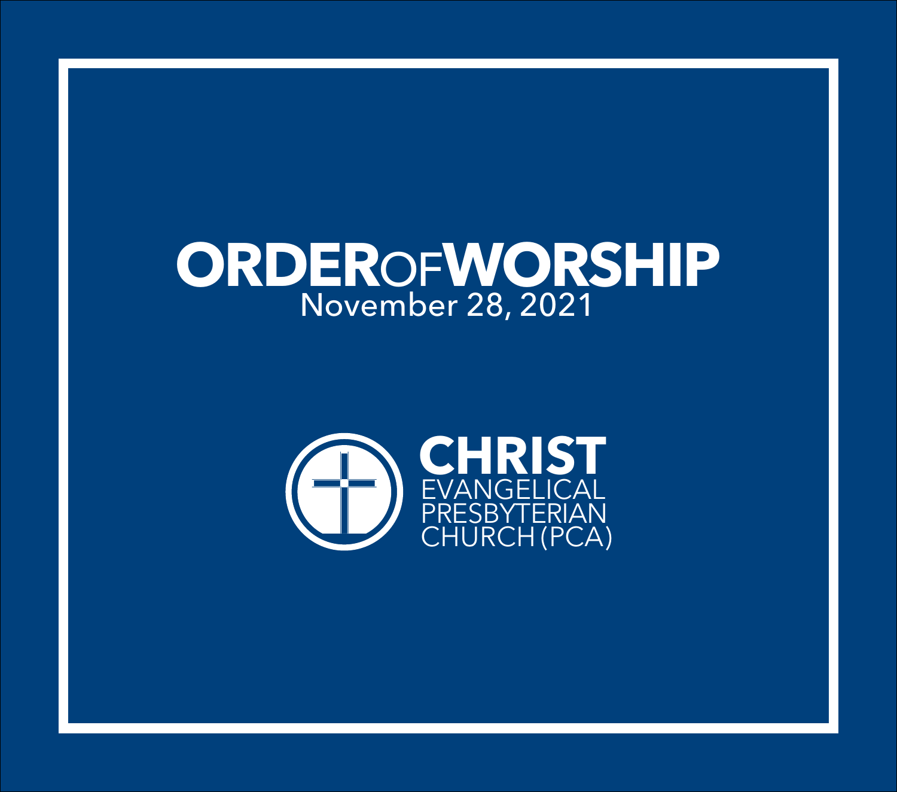# ORDER OF WORSHIP

November 28, 2021

**CHRIST**
EVANGELICAL
PRESBYTERIAN
CHURCH (PCA)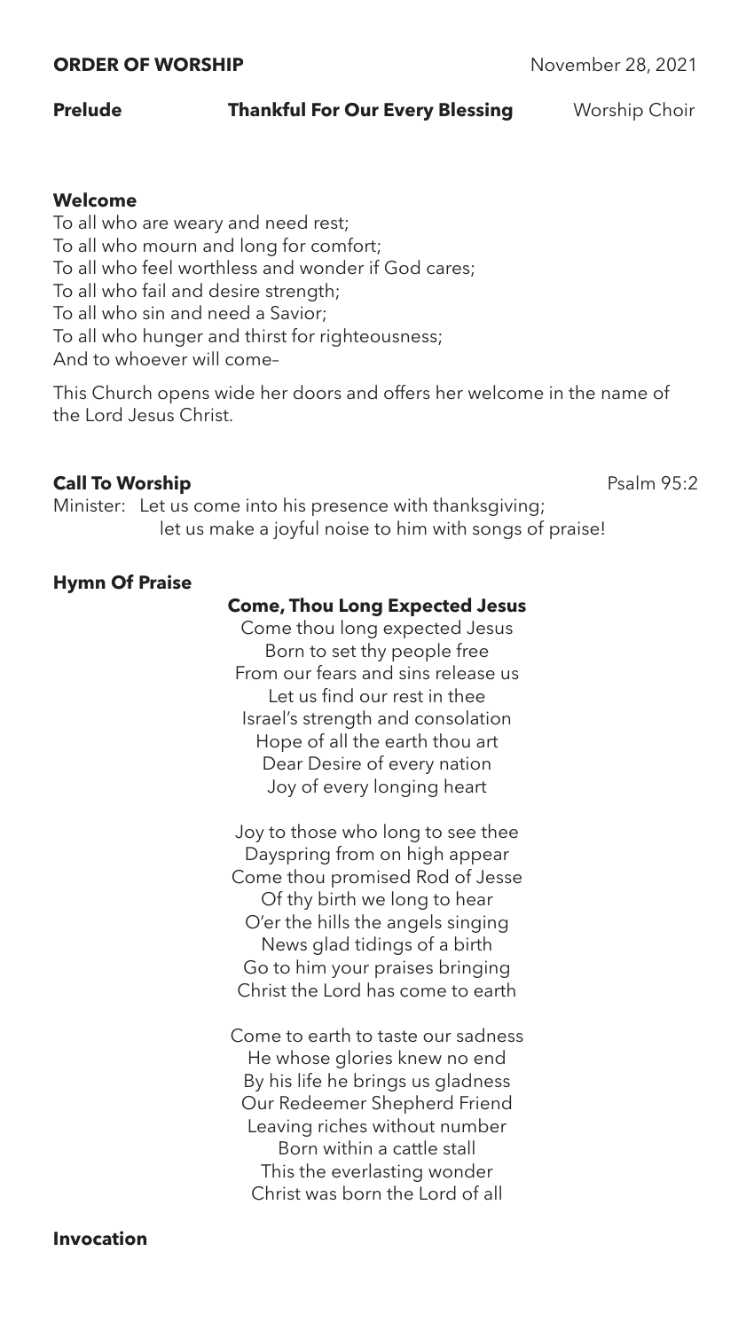**ORDER OF WORSHIP** November 28, 2021

**Prelude** **Thankful For Our Every Blessing** Worship Choir

**Welcome**

To all who are weary and need rest;
To all who mourn and long for comfort;
To all who feel worthless and wonder if God cares;
To all who fail and desire strength;
To all who sin and need a Savior;
To all who hunger and thirst for righteousness;
And to whoever will come–

This Church opens wide her doors and offers her welcome in the name of the Lord Jesus Christ.

**Call To Worship** Psalm 95:2

Minister: Let us come into his presence with thanksgiving;
let us make a joyful noise to him with songs of praise!

**Hymn Of Praise**

**Come, Thou Long Expected Jesus**

Come thou long expected Jesus
Born to set thy people free
From our fears and sins release us
Let us find our rest in thee
Israel's strength and consolation
Hope of all the earth thou art
Dear Desire of every nation
Joy of every longing heart

Joy to those who long to see thee
Dayspring from on high appear
Come thou promised Rod of Jesse
Of thy birth we long to hear
O'er the hills the angels singing
News glad tidings of a birth
Go to him your praises bringing
Christ the Lord has come to earth

Come to earth to taste our sadness
He whose glories knew no end
By his life he brings us gladness
Our Redeemer Shepherd Friend
Leaving riches without number
Born within a cattle stall
This the everlasting wonder
Christ was born the Lord of all

**Invocation**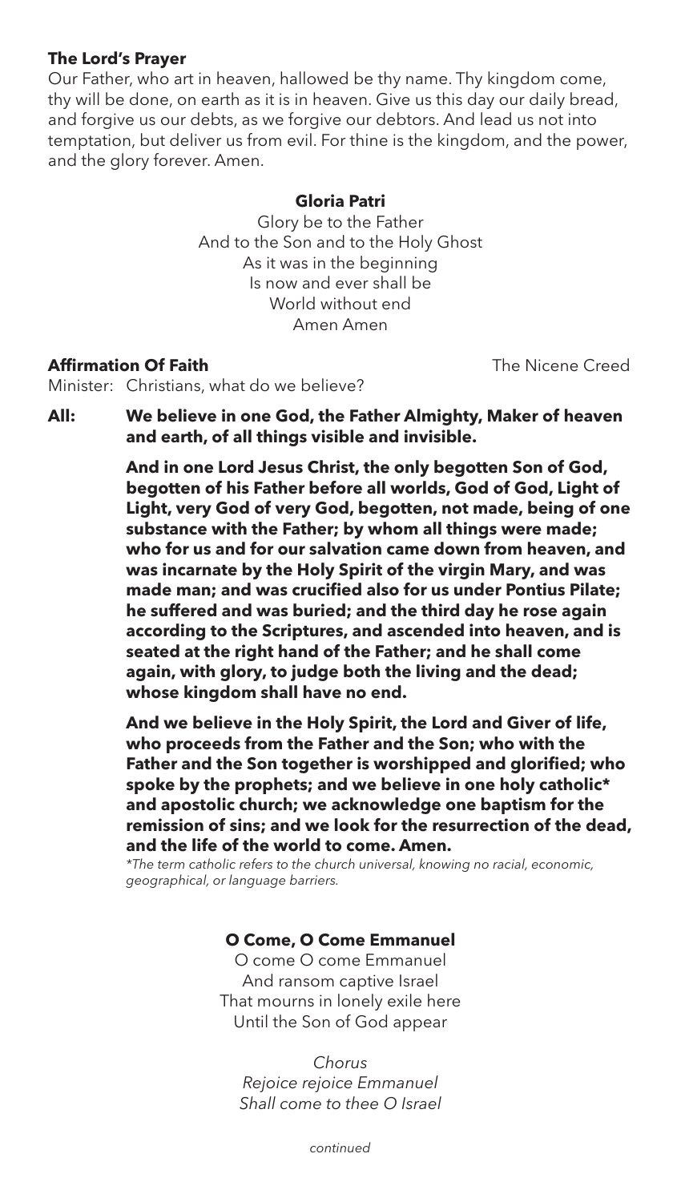**The Lord's Prayer**

Our Father, who art in heaven, hallowed be thy name. Thy kingdom come, thy will be done, on earth as it is in heaven. Give us this day our daily bread, and forgive us our debts, as we forgive our debtors. And lead us not into temptation, but deliver us from evil. For thine is the kingdom, and the power, and the glory forever. Amen.

**Gloria Patri**

Glory be to the Father  
And to the Son and to the Holy Ghost  
As it was in the beginning  
Is now and ever shall be  
World without end  
Amen Amen

**Affirmation Of Faith** The Nicene Creed

Minister: Christians, what do we believe?

**All: We believe in one God, the Father Almighty, Maker of heaven and earth, of all things visible and invisible.**

**And in one Lord Jesus Christ, the only begotten Son of God, begotten of his Father before all worlds, God of God, Light of Light, very God of very God, begotten, not made, being of one substance with the Father; by whom all things were made; who for us and for our salvation came down from heaven, and was incarnate by the Holy Spirit of the virgin Mary, and was made man; and was crucified also for us under Pontius Pilate; he suffered and was buried; and the third day he rose again according to the Scriptures, and ascended into heaven, and is seated at the right hand of the Father; and he shall come again, with glory, to judge both the living and the dead; whose kingdom shall have no end.**

**And we believe in the Holy Spirit, the Lord and Giver of life, who proceeds from the Father and the Son; who with the Father and the Son together is worshipped and glorified; who spoke by the prophets; and we believe in one holy catholic* and apostolic church; we acknowledge one baptism for the remission of sins; and we look for the resurrection of the dead, and the life of the world to come. Amen.**

*\*The term catholic refers to the church universal, knowing no racial, economic, geographical, or language barriers.*

**O Come, O Come Emmanuel**

O come O come Emmanuel  
And ransom captive Israel  
That mourns in lonely exile here  
Until the Son of God appear

*Chorus*  
*Rejoice rejoice Emmanuel*  
*Shall come to thee O Israel*

*continued*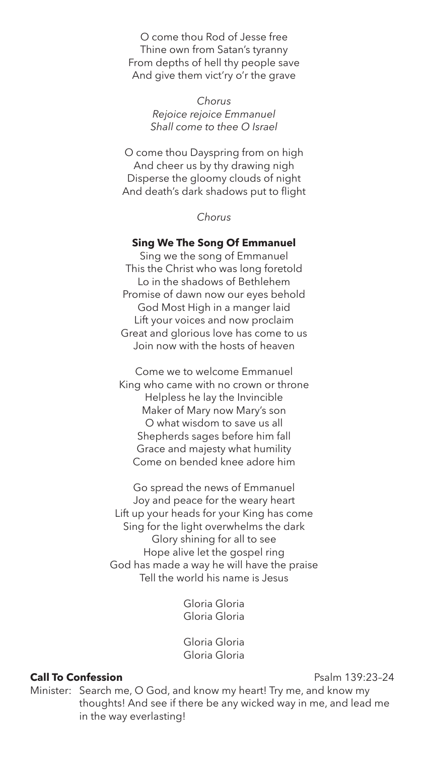O come thou Rod of Jesse free
Thine own from Satan's tyranny
From depths of hell thy people save
And give them vict'ry o'r the grave

*Chorus*
*Rejoice rejoice Emmanuel*
*Shall come to thee O Israel*

O come thou Dayspring from on high
And cheer us by thy drawing nigh
Disperse the gloomy clouds of night
And death's dark shadows put to flight

*Chorus*

**Sing We The Song Of Emmanuel**

Sing we the song of Emmanuel
This the Christ who was long foretold
Lo in the shadows of Bethlehem
Promise of dawn now our eyes behold
God Most High in a manger laid
Lift your voices and now proclaim
Great and glorious love has come to us
Join now with the hosts of heaven

Come we to welcome Emmanuel
King who came with no crown or throne
Helpless he lay the Invincible
Maker of Mary now Mary's son
O what wisdom to save us all
Shepherds sages before him fall
Grace and majesty what humility
Come on bended knee adore him

Go spread the news of Emmanuel
Joy and peace for the weary heart
Lift up your heads for your King has come
Sing for the light overwhelms the dark
Glory shining for all to see
Hope alive let the gospel ring
God has made a way he will have the praise
Tell the world his name is Jesus

Gloria Gloria
Gloria Gloria

Gloria Gloria
Gloria Gloria

**Call To Confession** Psalm 139:23–24

Minister: Search me, O God, and know my heart! Try me, and know my thoughts! And see if there be any wicked way in me, and lead me in the way everlasting!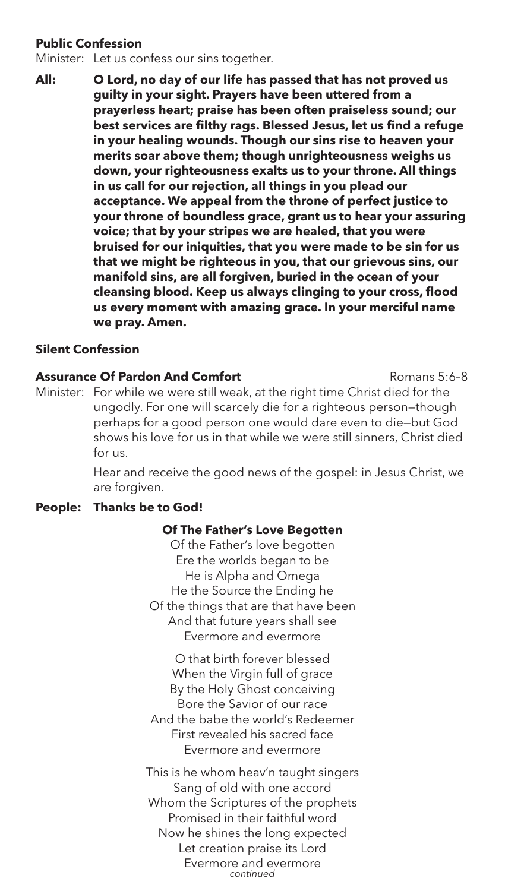**Public Confession**

Minister: Let us confess our sins together.

**All: O Lord, no day of our life has passed that has not proved us guilty in your sight. Prayers have been uttered from a prayerless heart; praise has been often praiseless sound; our best services are filthy rags. Blessed Jesus, let us find a refuge in your healing wounds. Though our sins rise to heaven your merits soar above them; though unrighteousness weighs us down, your righteousness exalts us to your throne. All things in us call for our rejection, all things in you plead our acceptance. We appeal from the throne of perfect justice to your throne of boundless grace, grant us to hear your assuring voice; that by your stripes we are healed, that you were bruised for our iniquities, that you were made to be sin for us that we might be righteous in you, that our grievous sins, our manifold sins, are all forgiven, buried in the ocean of your cleansing blood. Keep us always clinging to your cross, flood us every moment with amazing grace. In your merciful name we pray. Amen.**

**Silent Confession**

**Assurance Of Pardon And Comfort** Romans 5:6–8

Minister: For while we were still weak, at the right time Christ died for the ungodly. For one will scarcely die for a righteous person—though perhaps for a good person one would dare even to die—but God shows his love for us in that while we were still sinners, Christ died for us.

Hear and receive the good news of the gospel: in Jesus Christ, we are forgiven.

**People: Thanks be to God!**

**Of The Father's Love Begotten**

Of the Father's love begotten
Ere the worlds began to be
He is Alpha and Omega
He the Source the Ending he
Of the things that are that have been
And that future years shall see
Evermore and evermore

O that birth forever blessed
When the Virgin full of grace
By the Holy Ghost conceiving
Bore the Savior of our race
And the babe the world's Redeemer
First revealed his sacred face
Evermore and evermore

This is he whom heav'n taught singers
Sang of old with one accord
Whom the Scriptures of the prophets
Promised in their faithful word
Now he shines the long expected
Let creation praise its Lord
Evermore and evermore

*continued*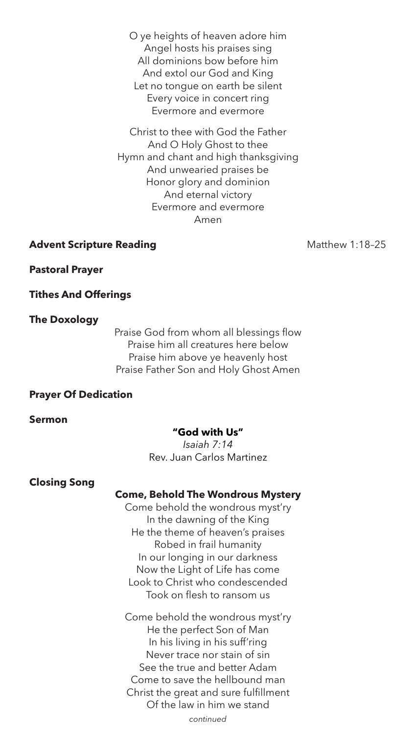O ye heights of heaven adore him
Angel hosts his praises sing
All dominions bow before him
And extol our God and King
Let no tongue on earth be silent
Every voice in concert ring
Evermore and evermore

Christ to thee with God the Father
And O Holy Ghost to thee
Hymn and chant and high thanksgiving
And unwearied praises be
Honor glory and dominion
And eternal victory
Evermore and evermore
Amen

**Advent Scripture Reading** Matthew 1:18–25

**Pastoral Prayer**

**Tithes And Offerings**

**The Doxology**

Praise God from whom all blessings flow
Praise him all creatures here below
Praise him above ye heavenly host
Praise Father Son and Holy Ghost Amen

**Prayer Of Dedication**

**Sermon**

**"God with Us"**
*Isaiah 7:14*
Rev. Juan Carlos Martinez

**Closing Song**

**Come, Behold The Wondrous Mystery**

Come behold the wondrous myst'ry
In the dawning of the King
He the theme of heaven's praises
Robed in frail humanity
In our longing in our darkness
Now the Light of Life has come
Look to Christ who condescended
Took on flesh to ransom us

Come behold the wondrous myst'ry
He the perfect Son of Man
In his living in his suff'ring
Never trace nor stain of sin
See the true and better Adam
Come to save the hellbound man
Christ the great and sure fulfillment
Of the law in him we stand

*continued*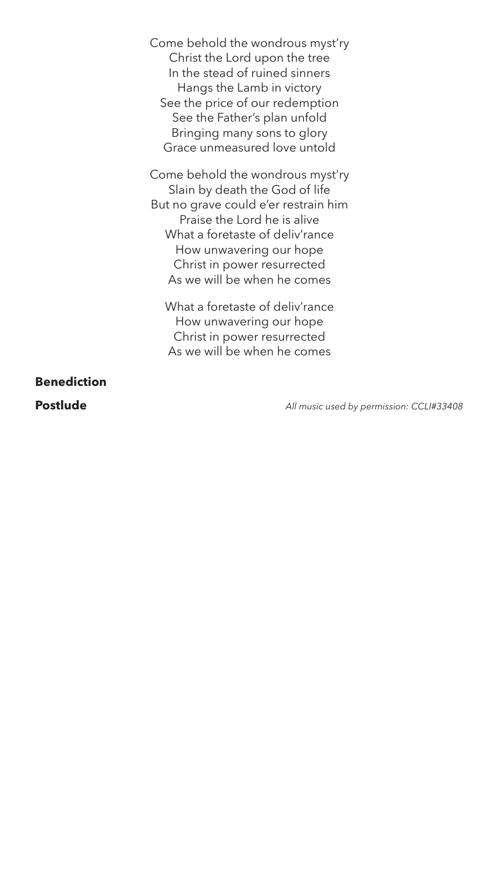Come behold the wondrous myst'ry
Christ the Lord upon the tree
In the stead of ruined sinners
Hangs the Lamb in victory
See the price of our redemption
See the Father's plan unfold
Bringing many sons to glory
Grace unmeasured love untold

Come behold the wondrous myst'ry
Slain by death the God of life
But no grave could e'er restrain him
Praise the Lord he is alive
What a foretaste of deliv'rance
How unwavering our hope
Christ in power resurrected
As we will be when he comes

What a foretaste of deliv'rance
How unwavering our hope
Christ in power resurrected
As we will be when he comes

**Benediction**

**Postlude**

*All music used by permission: CCLI#33408*